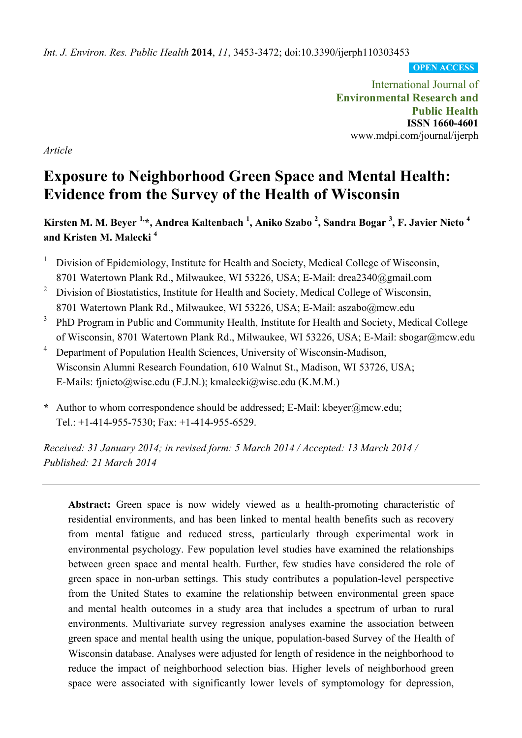*Int. J. Environ. Res. Public Health* **2014**, *11*, 3453-3472; doi:10.3390/ijerph110303453

**OPEN ACCESS**

International Journal of
**Environmental Research and Public Health**
**ISSN 1660-4601**
www.mdpi.com/journal/ijerph

*Article*

# Exposure to Neighborhood Green Space and Mental Health: Evidence from the Survey of the Health of Wisconsin

**Kirsten M. M. Beyer [1,*], Andrea Kaltenbach [1], Aniko Szabo [2], Sandra Bogar [3], F. Javier Nieto [4] and Kristen M. Malecki [4]**

[1] Division of Epidemiology, Institute for Health and Society, Medical College of Wisconsin, 8701 Watertown Plank Rd., Milwaukee, WI 53226, USA; E-Mail: drea2340@gmail.com

[2] Division of Biostatistics, Institute for Health and Society, Medical College of Wisconsin, 8701 Watertown Plank Rd., Milwaukee, WI 53226, USA; E-Mail: aszabo@mcw.edu

[3] PhD Program in Public and Community Health, Institute for Health and Society, Medical College of Wisconsin, 8701 Watertown Plank Rd., Milwaukee, WI 53226, USA; E-Mail: sbogar@mcw.edu

[4] Department of Population Health Sciences, University of Wisconsin-Madison, Wisconsin Alumni Research Foundation, 610 Walnut St., Madison, WI 53726, USA; E-Mails: fjnieto@wisc.edu (F.J.N.); kmalecki@wisc.edu (K.M.M.)

**\*** Author to whom correspondence should be addressed; E-Mail: kbeyer@mcw.edu; Tel.: +1-414-955-7530; Fax: +1-414-955-6529.

*Received: 31 January 2014; in revised form: 5 March 2014 / Accepted: 13 March 2014 / Published: 21 March 2014*

---

**Abstract:** Green space is now widely viewed as a health-promoting characteristic of residential environments, and has been linked to mental health benefits such as recovery from mental fatigue and reduced stress, particularly through experimental work in environmental psychology. Few population level studies have examined the relationships between green space and mental health. Further, few studies have considered the role of green space in non-urban settings. This study contributes a population-level perspective from the United States to examine the relationship between environmental green space and mental health outcomes in a study area that includes a spectrum of urban to rural environments. Multivariate survey regression analyses examine the association between green space and mental health using the unique, population-based Survey of the Health of Wisconsin database. Analyses were adjusted for length of residence in the neighborhood to reduce the impact of neighborhood selection bias. Higher levels of neighborhood green space were associated with significantly lower levels of symptomology for depression,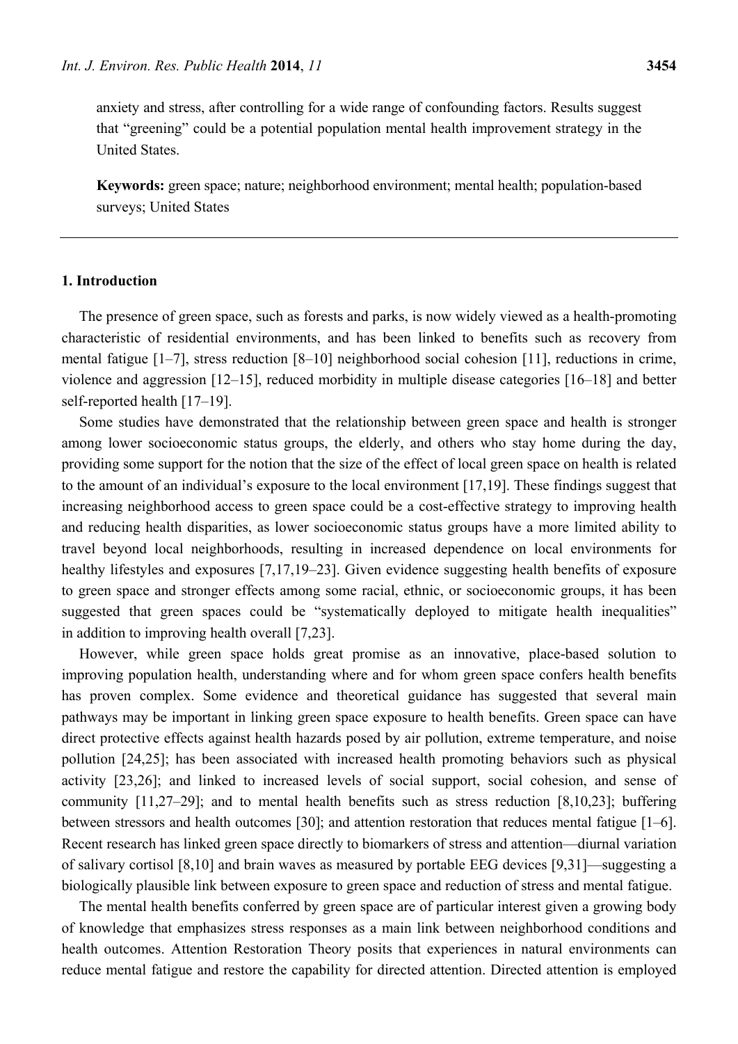anxiety and stress, after controlling for a wide range of confounding factors. Results suggest that "greening" could be a potential population mental health improvement strategy in the United States.

**Keywords:** green space; nature; neighborhood environment; mental health; population-based surveys; United States

## 1. Introduction

The presence of green space, such as forests and parks, is now widely viewed as a health-promoting characteristic of residential environments, and has been linked to benefits such as recovery from mental fatigue [1–7], stress reduction [8–10] neighborhood social cohesion [11], reductions in crime, violence and aggression [12–15], reduced morbidity in multiple disease categories [16–18] and better self-reported health [17–19].

Some studies have demonstrated that the relationship between green space and health is stronger among lower socioeconomic status groups, the elderly, and others who stay home during the day, providing some support for the notion that the size of the effect of local green space on health is related to the amount of an individual's exposure to the local environment [17,19]. These findings suggest that increasing neighborhood access to green space could be a cost-effective strategy to improving health and reducing health disparities, as lower socioeconomic status groups have a more limited ability to travel beyond local neighborhoods, resulting in increased dependence on local environments for healthy lifestyles and exposures [7,17,19–23]. Given evidence suggesting health benefits of exposure to green space and stronger effects among some racial, ethnic, or socioeconomic groups, it has been suggested that green spaces could be "systematically deployed to mitigate health inequalities" in addition to improving health overall [7,23].

However, while green space holds great promise as an innovative, place-based solution to improving population health, understanding where and for whom green space confers health benefits has proven complex. Some evidence and theoretical guidance has suggested that several main pathways may be important in linking green space exposure to health benefits. Green space can have direct protective effects against health hazards posed by air pollution, extreme temperature, and noise pollution [24,25]; has been associated with increased health promoting behaviors such as physical activity [23,26]; and linked to increased levels of social support, social cohesion, and sense of community [11,27–29]; and to mental health benefits such as stress reduction [8,10,23]; buffering between stressors and health outcomes [30]; and attention restoration that reduces mental fatigue [1–6]. Recent research has linked green space directly to biomarkers of stress and attention—diurnal variation of salivary cortisol [8,10] and brain waves as measured by portable EEG devices [9,31]—suggesting a biologically plausible link between exposure to green space and reduction of stress and mental fatigue.

The mental health benefits conferred by green space are of particular interest given a growing body of knowledge that emphasizes stress responses as a main link between neighborhood conditions and health outcomes. Attention Restoration Theory posits that experiences in natural environments can reduce mental fatigue and restore the capability for directed attention. Directed attention is employed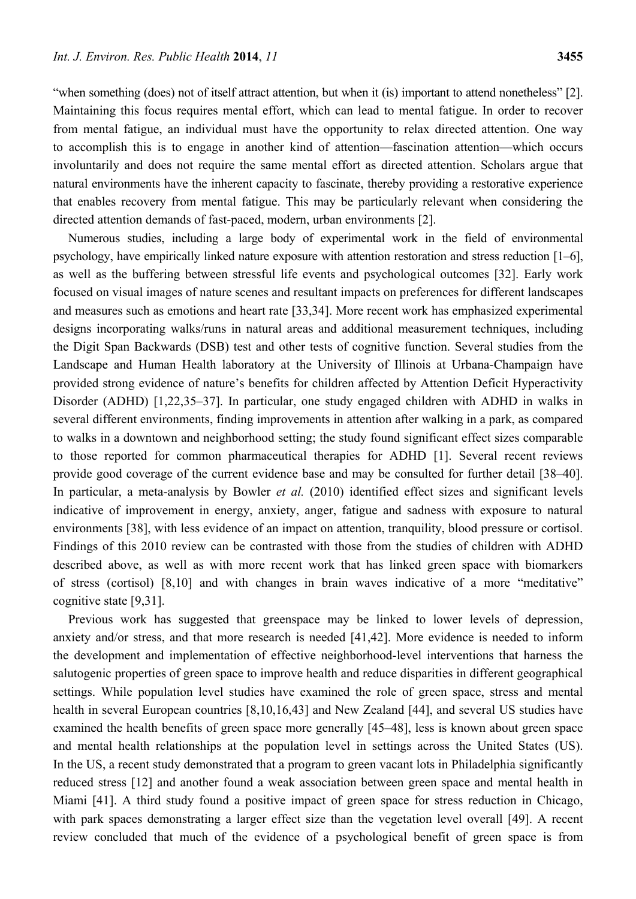"when something (does) not of itself attract attention, but when it (is) important to attend nonetheless" [2]. Maintaining this focus requires mental effort, which can lead to mental fatigue. In order to recover from mental fatigue, an individual must have the opportunity to relax directed attention. One way to accomplish this is to engage in another kind of attention—fascination attention—which occurs involuntarily and does not require the same mental effort as directed attention. Scholars argue that natural environments have the inherent capacity to fascinate, thereby providing a restorative experience that enables recovery from mental fatigue. This may be particularly relevant when considering the directed attention demands of fast-paced, modern, urban environments [2].

Numerous studies, including a large body of experimental work in the field of environmental psychology, have empirically linked nature exposure with attention restoration and stress reduction [1–6], as well as the buffering between stressful life events and psychological outcomes [32]. Early work focused on visual images of nature scenes and resultant impacts on preferences for different landscapes and measures such as emotions and heart rate [33,34]. More recent work has emphasized experimental designs incorporating walks/runs in natural areas and additional measurement techniques, including the Digit Span Backwards (DSB) test and other tests of cognitive function. Several studies from the Landscape and Human Health laboratory at the University of Illinois at Urbana-Champaign have provided strong evidence of nature's benefits for children affected by Attention Deficit Hyperactivity Disorder (ADHD) [1,22,35–37]. In particular, one study engaged children with ADHD in walks in several different environments, finding improvements in attention after walking in a park, as compared to walks in a downtown and neighborhood setting; the study found significant effect sizes comparable to those reported for common pharmaceutical therapies for ADHD [1]. Several recent reviews provide good coverage of the current evidence base and may be consulted for further detail [38–40]. In particular, a meta-analysis by Bowler *et al.* (2010) identified effect sizes and significant levels indicative of improvement in energy, anxiety, anger, fatigue and sadness with exposure to natural environments [38], with less evidence of an impact on attention, tranquility, blood pressure or cortisol. Findings of this 2010 review can be contrasted with those from the studies of children with ADHD described above, as well as with more recent work that has linked green space with biomarkers of stress (cortisol) [8,10] and with changes in brain waves indicative of a more "meditative" cognitive state [9,31].

Previous work has suggested that greenspace may be linked to lower levels of depression, anxiety and/or stress, and that more research is needed [41,42]. More evidence is needed to inform the development and implementation of effective neighborhood-level interventions that harness the salutogenic properties of green space to improve health and reduce disparities in different geographical settings. While population level studies have examined the role of green space, stress and mental health in several European countries [8,10,16,43] and New Zealand [44], and several US studies have examined the health benefits of green space more generally [45–48], less is known about green space and mental health relationships at the population level in settings across the United States (US). In the US, a recent study demonstrated that a program to green vacant lots in Philadelphia significantly reduced stress [12] and another found a weak association between green space and mental health in Miami [41]. A third study found a positive impact of green space for stress reduction in Chicago, with park spaces demonstrating a larger effect size than the vegetation level overall [49]. A recent review concluded that much of the evidence of a psychological benefit of green space is from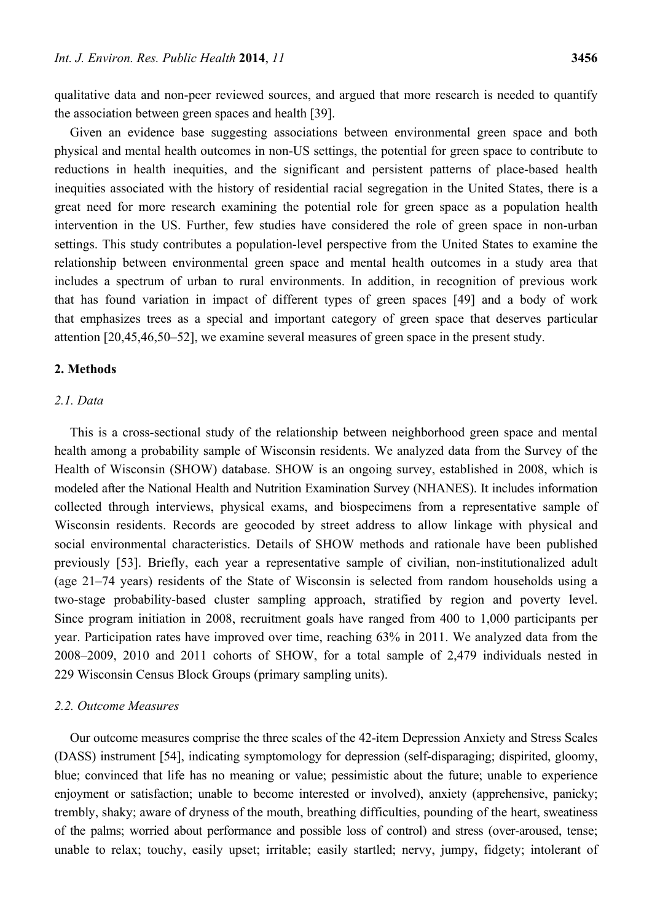qualitative data and non-peer reviewed sources, and argued that more research is needed to quantify the association between green spaces and health [39].

Given an evidence base suggesting associations between environmental green space and both physical and mental health outcomes in non-US settings, the potential for green space to contribute to reductions in health inequities, and the significant and persistent patterns of place-based health inequities associated with the history of residential racial segregation in the United States, there is a great need for more research examining the potential role for green space as a population health intervention in the US. Further, few studies have considered the role of green space in non-urban settings. This study contributes a population-level perspective from the United States to examine the relationship between environmental green space and mental health outcomes in a study area that includes a spectrum of urban to rural environments. In addition, in recognition of previous work that has found variation in impact of different types of green spaces [49] and a body of work that emphasizes trees as a special and important category of green space that deserves particular attention [20,45,46,50–52], we examine several measures of green space in the present study.

## 2. Methods

### *2.1. Data*

This is a cross-sectional study of the relationship between neighborhood green space and mental health among a probability sample of Wisconsin residents. We analyzed data from the Survey of the Health of Wisconsin (SHOW) database. SHOW is an ongoing survey, established in 2008, which is modeled after the National Health and Nutrition Examination Survey (NHANES). It includes information collected through interviews, physical exams, and biospecimens from a representative sample of Wisconsin residents. Records are geocoded by street address to allow linkage with physical and social environmental characteristics. Details of SHOW methods and rationale have been published previously [53]. Briefly, each year a representative sample of civilian, non-institutionalized adult (age 21–74 years) residents of the State of Wisconsin is selected from random households using a two-stage probability-based cluster sampling approach, stratified by region and poverty level. Since program initiation in 2008, recruitment goals have ranged from 400 to 1,000 participants per year. Participation rates have improved over time, reaching 63% in 2011. We analyzed data from the 2008–2009, 2010 and 2011 cohorts of SHOW, for a total sample of 2,479 individuals nested in 229 Wisconsin Census Block Groups (primary sampling units).

### *2.2. Outcome Measures*

Our outcome measures comprise the three scales of the 42-item Depression Anxiety and Stress Scales (DASS) instrument [54], indicating symptomology for depression (self-disparaging; dispirited, gloomy, blue; convinced that life has no meaning or value; pessimistic about the future; unable to experience enjoyment or satisfaction; unable to become interested or involved), anxiety (apprehensive, panicky; trembly, shaky; aware of dryness of the mouth, breathing difficulties, pounding of the heart, sweatiness of the palms; worried about performance and possible loss of control) and stress (over-aroused, tense; unable to relax; touchy, easily upset; irritable; easily startled; nervy, jumpy, fidgety; intolerant of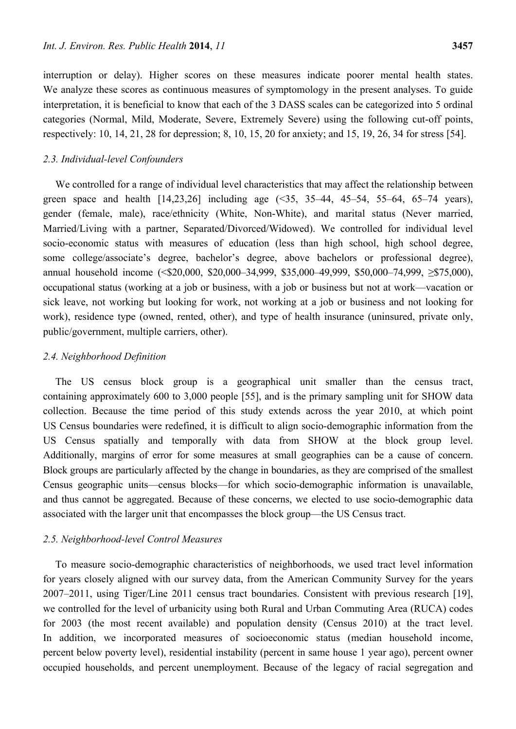interruption or delay). Higher scores on these measures indicate poorer mental health states. We analyze these scores as continuous measures of symptomology in the present analyses. To guide interpretation, it is beneficial to know that each of the 3 DASS scales can be categorized into 5 ordinal categories (Normal, Mild, Moderate, Severe, Extremely Severe) using the following cut-off points, respectively: 10, 14, 21, 28 for depression; 8, 10, 15, 20 for anxiety; and 15, 19, 26, 34 for stress [54].

### *2.3. Individual-level Confounders*

We controlled for a range of individual level characteristics that may affect the relationship between green space and health [14,23,26] including age (<35, 35–44, 45–54, 55–64, 65–74 years), gender (female, male), race/ethnicity (White, Non-White), and marital status (Never married, Married/Living with a partner, Separated/Divorced/Widowed). We controlled for individual level socio-economic status with measures of education (less than high school, high school degree, some college/associate's degree, bachelor's degree, above bachelors or professional degree), annual household income (<\$20,000, \$20,000–34,999, \$35,000–49,999, \$50,000–74,999, ≥\$75,000), occupational status (working at a job or business, with a job or business but not at work—vacation or sick leave, not working but looking for work, not working at a job or business and not looking for work), residence type (owned, rented, other), and type of health insurance (uninsured, private only, public/government, multiple carriers, other).

### *2.4. Neighborhood Definition*

The US census block group is a geographical unit smaller than the census tract, containing approximately 600 to 3,000 people [55], and is the primary sampling unit for SHOW data collection. Because the time period of this study extends across the year 2010, at which point US Census boundaries were redefined, it is difficult to align socio-demographic information from the US Census spatially and temporally with data from SHOW at the block group level. Additionally, margins of error for some measures at small geographies can be a cause of concern. Block groups are particularly affected by the change in boundaries, as they are comprised of the smallest Census geographic units—census blocks—for which socio-demographic information is unavailable, and thus cannot be aggregated. Because of these concerns, we elected to use socio-demographic data associated with the larger unit that encompasses the block group—the US Census tract.

### *2.5. Neighborhood-level Control Measures*

To measure socio-demographic characteristics of neighborhoods, we used tract level information for years closely aligned with our survey data, from the American Community Survey for the years 2007–2011, using Tiger/Line 2011 census tract boundaries. Consistent with previous research [19], we controlled for the level of urbanicity using both Rural and Urban Commuting Area (RUCA) codes for 2003 (the most recent available) and population density (Census 2010) at the tract level. In addition, we incorporated measures of socioeconomic status (median household income, percent below poverty level), residential instability (percent in same house 1 year ago), percent owner occupied households, and percent unemployment. Because of the legacy of racial segregation and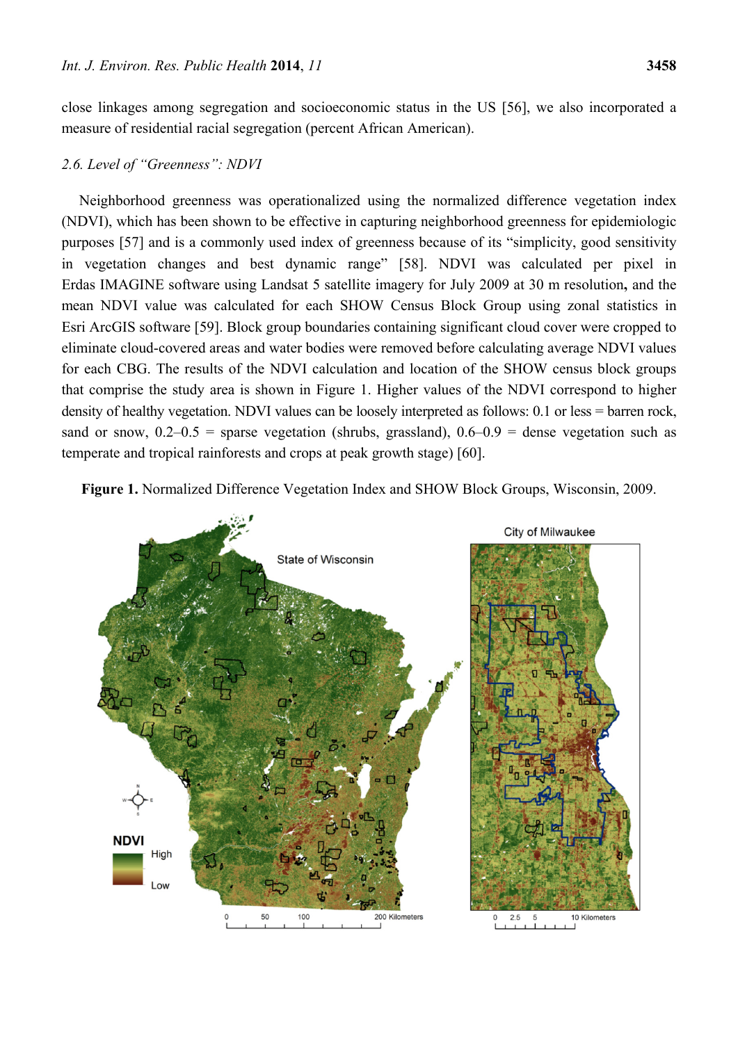close linkages among segregation and socioeconomic status in the US [56], we also incorporated a measure of residential racial segregation (percent African American).

### 2.6. Level of "Greenness": NDVI

Neighborhood greenness was operationalized using the normalized difference vegetation index (NDVI), which has been shown to be effective in capturing neighborhood greenness for epidemiologic purposes [57] and is a commonly used index of greenness because of its "simplicity, good sensitivity in vegetation changes and best dynamic range" [58]. NDVI was calculated per pixel in Erdas IMAGINE software using Landsat 5 satellite imagery for July 2009 at 30 m resolution**,** and the mean NDVI value was calculated for each SHOW Census Block Group using zonal statistics in Esri ArcGIS software [59]. Block group boundaries containing significant cloud cover were cropped to eliminate cloud-covered areas and water bodies were removed before calculating average NDVI values for each CBG. The results of the NDVI calculation and location of the SHOW census block groups that comprise the study area is shown in Figure 1. Higher values of the NDVI correspond to higher density of healthy vegetation. NDVI values can be loosely interpreted as follows: 0.1 or less = barren rock, sand or snow, 0.2–0.5 = sparse vegetation (shrubs, grassland), 0.6–0.9 = dense vegetation such as temperate and tropical rainforests and crops at peak growth stage) [60].

**Figure 1.** Normalized Difference Vegetation Index and SHOW Block Groups, Wisconsin, 2009.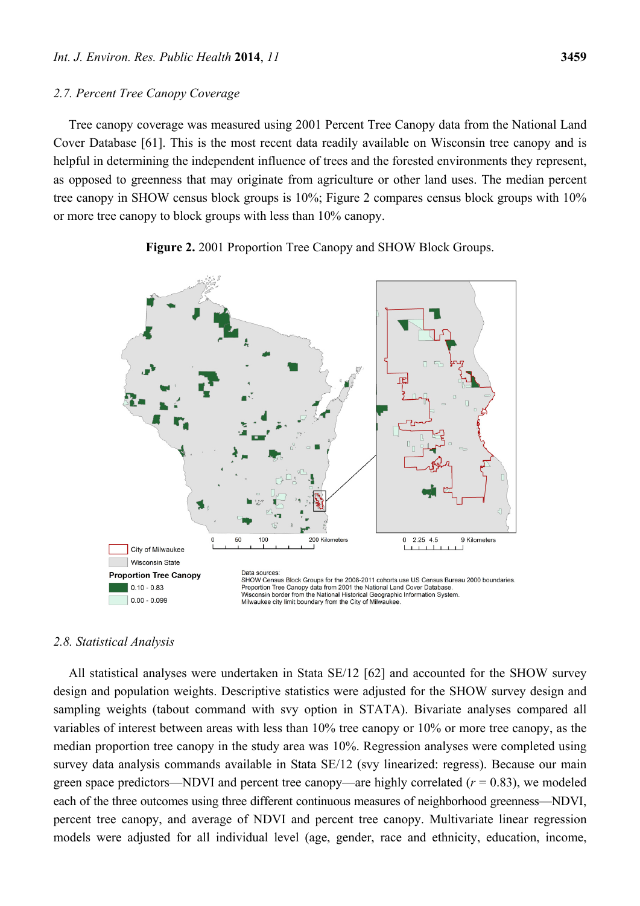### 2.7. Percent Tree Canopy Coverage

Tree canopy coverage was measured using 2001 Percent Tree Canopy data from the National Land Cover Database [61]. This is the most recent data readily available on Wisconsin tree canopy and is helpful in determining the independent influence of trees and the forested environments they represent, as opposed to greenness that may originate from agriculture or other land uses. The median percent tree canopy in SHOW census block groups is 10%; Figure 2 compares census block groups with 10% or more tree canopy to block groups with less than 10% canopy.

**Figure 2.** 2001 Proportion Tree Canopy and SHOW Block Groups.

### 2.8. Statistical Analysis

All statistical analyses were undertaken in Stata SE/12 [62] and accounted for the SHOW survey design and population weights. Descriptive statistics were adjusted for the SHOW survey design and sampling weights (tabout command with svy option in STATA). Bivariate analyses compared all variables of interest between areas with less than 10% tree canopy or 10% or more tree canopy, as the median proportion tree canopy in the study area was 10%. Regression analyses were completed using survey data analysis commands available in Stata SE/12 (svy linearized: regress). Because our main green space predictors—NDVI and percent tree canopy—are highly correlated ($r$ = 0.83), we modeled each of the three outcomes using three different continuous measures of neighborhood greenness—NDVI, percent tree canopy, and average of NDVI and percent tree canopy. Multivariate linear regression models were adjusted for all individual level (age, gender, race and ethnicity, education, income,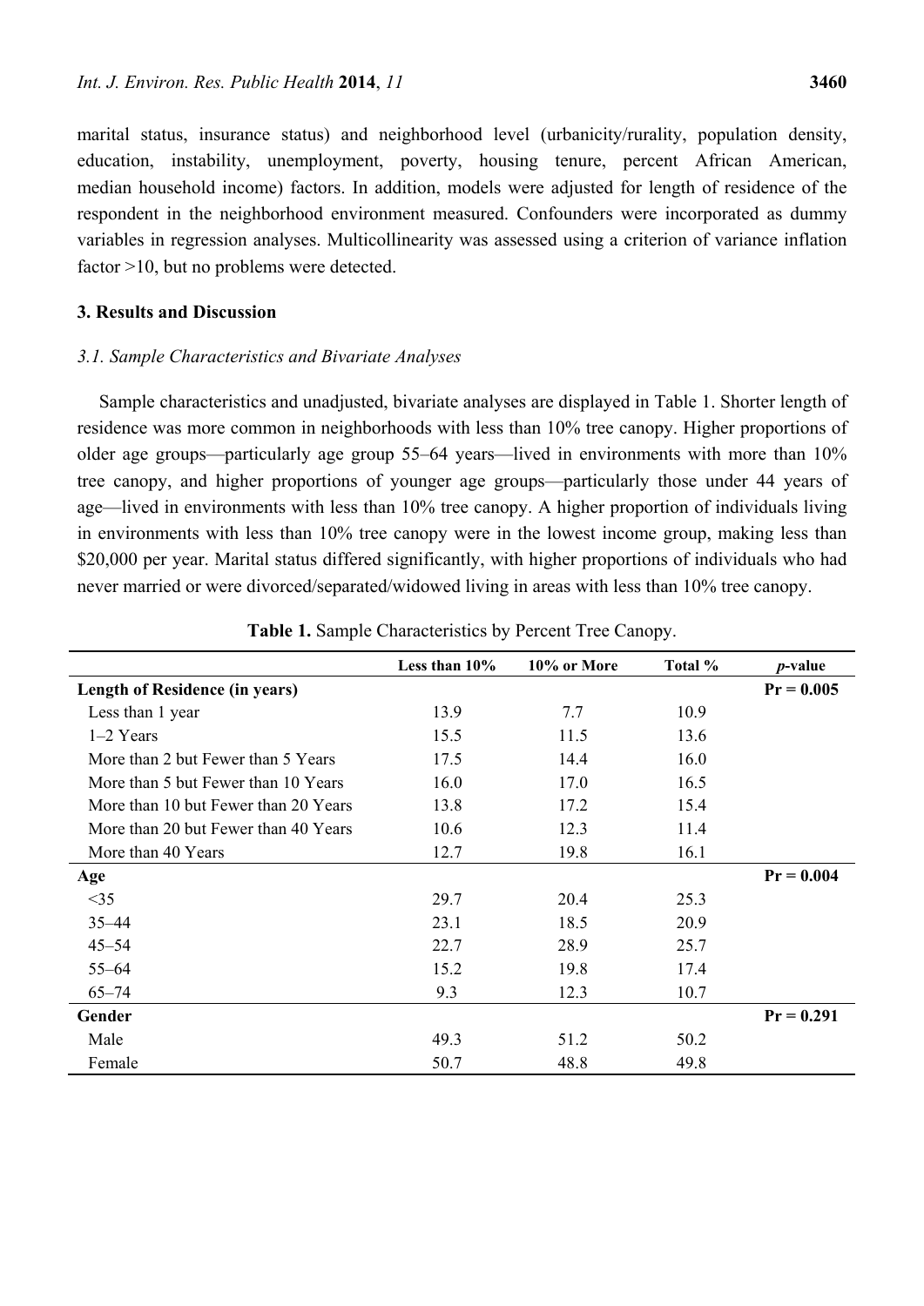marital status, insurance status) and neighborhood level (urbanicity/rurality, population density, education, instability, unemployment, poverty, housing tenure, percent African American, median household income) factors. In addition, models were adjusted for length of residence of the respondent in the neighborhood environment measured. Confounders were incorporated as dummy variables in regression analyses. Multicollinearity was assessed using a criterion of variance inflation factor >10, but no problems were detected.

## 3. Results and Discussion

### 3.1. Sample Characteristics and Bivariate Analyses

Sample characteristics and unadjusted, bivariate analyses are displayed in Table 1. Shorter length of residence was more common in neighborhoods with less than 10% tree canopy. Higher proportions of older age groups—particularly age group 55–64 years—lived in environments with more than 10% tree canopy, and higher proportions of younger age groups—particularly those under 44 years of age—lived in environments with less than 10% tree canopy. A higher proportion of individuals living in environments with less than 10% tree canopy were in the lowest income group, making less than $20,000 per year. Marital status differed significantly, with higher proportions of individuals who had never married or were divorced/separated/widowed living in areas with less than 10% tree canopy.

**Table 1.** Sample Characteristics by Percent Tree Canopy.

| | Less than 10% | 10% or More | Total % | *p*-value |
|---|---|---|---|---|
| **Length of Residence (in years)** | | | | **Pr = 0.005** |
| Less than 1 year | 13.9 | 7.7 | 10.9 | |
| 1–2 Years | 15.5 | 11.5 | 13.6 | |
| More than 2 but Fewer than 5 Years | 17.5 | 14.4 | 16.0 | |
| More than 5 but Fewer than 10 Years | 16.0 | 17.0 | 16.5 | |
| More than 10 but Fewer than 20 Years | 13.8 | 17.2 | 15.4 | |
| More than 20 but Fewer than 40 Years | 10.6 | 12.3 | 11.4 | |
| More than 40 Years | 12.7 | 19.8 | 16.1 | |
| **Age** | | | | **Pr = 0.004** |
| <35 | 29.7 | 20.4 | 25.3 | |
| 35–44 | 23.1 | 18.5 | 20.9 | |
| 45–54 | 22.7 | 28.9 | 25.7 | |
| 55–64 | 15.2 | 19.8 | 17.4 | |
| 65–74 | 9.3 | 12.3 | 10.7 | |
| **Gender** | | | | **Pr = 0.291** |
| Male | 49.3 | 51.2 | 50.2 | |
| Female | 50.7 | 48.8 | 49.8 | |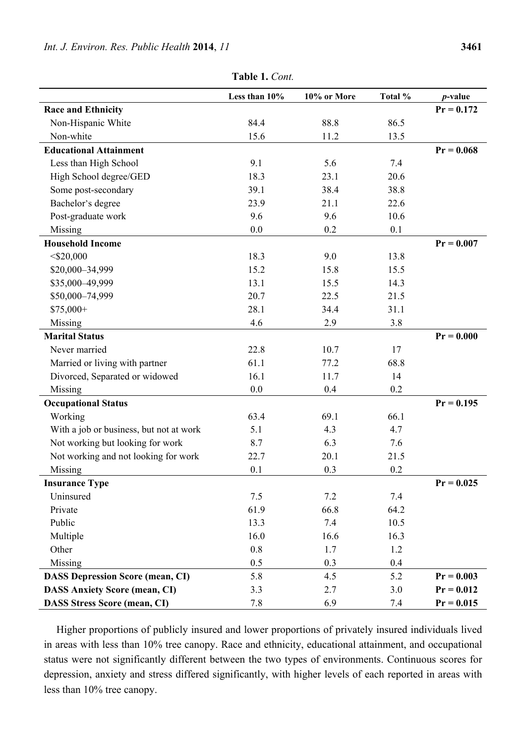**Table 1.** *Cont.*

| | Less than 10% | 10% or More | Total % | *p*-value |
|---|---|---|---|---|
| **Race and Ethnicity** | | | | **Pr = 0.172** |
| Non-Hispanic White | 84.4 | 88.8 | 86.5 | |
| Non-white | 15.6 | 11.2 | 13.5 | |
| **Educational Attainment** | | | | **Pr = 0.068** |
| Less than High School | 9.1 | 5.6 | 7.4 | |
| High School degree/GED | 18.3 | 23.1 | 20.6 | |
| Some post-secondary | 39.1 | 38.4 | 38.8 | |
| Bachelor's degree | 23.9 | 21.1 | 22.6 | |
| Post-graduate work | 9.6 | 9.6 | 10.6 | |
| Missing | 0.0 | 0.2 | 0.1 | |
| **Household Income** | | | | **Pr = 0.007** |
| <$20,000 | 18.3 | 9.0 | 13.8 | |
| $20,000–34,999 | 15.2 | 15.8 | 15.5 | |
| $35,000–49,999 | 13.1 | 15.5 | 14.3 | |
| $50,000–74,999 | 20.7 | 22.5 | 21.5 | |
| $75,000+ | 28.1 | 34.4 | 31.1 | |
| Missing | 4.6 | 2.9 | 3.8 | |
| **Marital Status** | | | | **Pr = 0.000** |
| Never married | 22.8 | 10.7 | 17 | |
| Married or living with partner | 61.1 | 77.2 | 68.8 | |
| Divorced, Separated or widowed | 16.1 | 11.7 | 14 | |
| Missing | 0.0 | 0.4 | 0.2 | |
| **Occupational Status** | | | | **Pr = 0.195** |
| Working | 63.4 | 69.1 | 66.1 | |
| With a job or business, but not at work | 5.1 | 4.3 | 4.7 | |
| Not working but looking for work | 8.7 | 6.3 | 7.6 | |
| Not working and not looking for work | 22.7 | 20.1 | 21.5 | |
| Missing | 0.1 | 0.3 | 0.2 | |
| **Insurance Type** | | | | **Pr = 0.025** |
| Uninsured | 7.5 | 7.2 | 7.4 | |
| Private | 61.9 | 66.8 | 64.2 | |
| Public | 13.3 | 7.4 | 10.5 | |
| Multiple | 16.0 | 16.6 | 16.3 | |
| Other | 0.8 | 1.7 | 1.2 | |
| Missing | 0.5 | 0.3 | 0.4 | |
| **DASS Depression Score (mean, CI)** | 5.8 | 4.5 | 5.2 | **Pr = 0.003** |
| **DASS Anxiety Score (mean, CI)** | 3.3 | 2.7 | 3.0 | **Pr = 0.012** |
| **DASS Stress Score (mean, CI)** | 7.8 | 6.9 | 7.4 | **Pr = 0.015** |

Higher proportions of publicly insured and lower proportions of privately insured individuals lived in areas with less than 10% tree canopy. Race and ethnicity, educational attainment, and occupational status were not significantly different between the two types of environments. Continuous scores for depression, anxiety and stress differed significantly, with higher levels of each reported in areas with less than 10% tree canopy.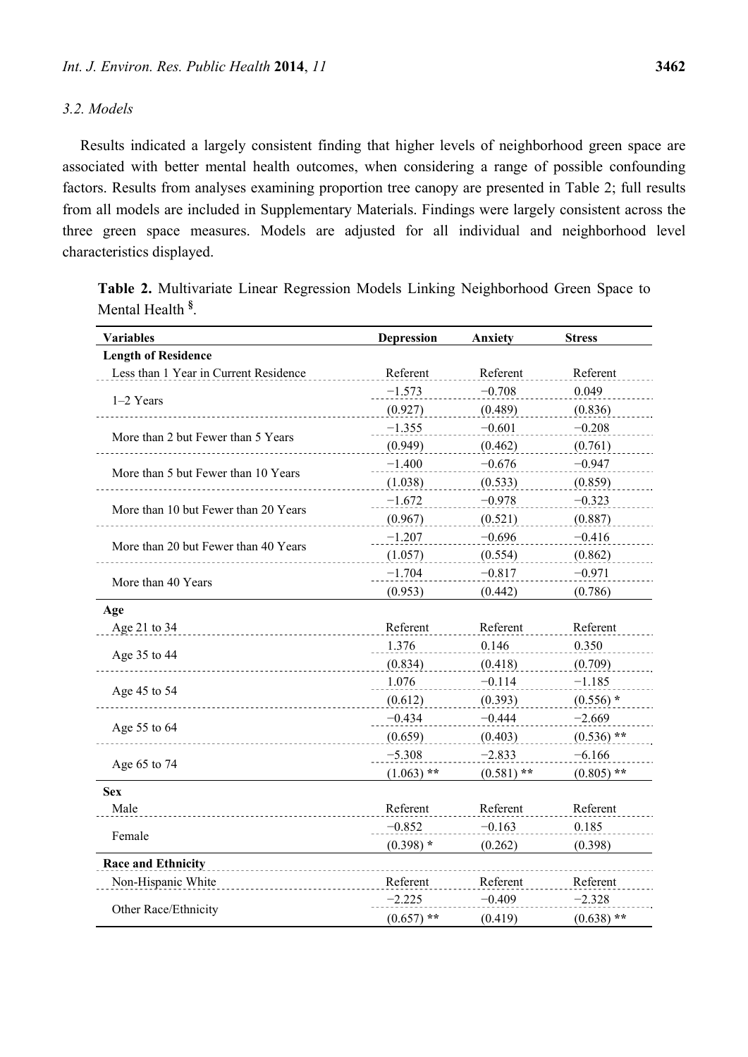### 3.2. Models

Results indicated a largely consistent finding that higher levels of neighborhood green space are associated with better mental health outcomes, when considering a range of possible confounding factors. Results from analyses examining proportion tree canopy are presented in Table 2; full results from all models are included in Supplementary Materials. Findings were largely consistent across the three green space measures. Models are adjusted for all individual and neighborhood level characteristics displayed.

**Table 2.** Multivariate Linear Regression Models Linking Neighborhood Green Space to Mental Health [§].

| Variables | Depression | Anxiety | Stress |
|---|---|---|---|
| **Length of Residence** | | | |
| Less than 1 Year in Current Residence | Referent | Referent | Referent |
| 1–2 Years | −1.573 | −0.708 | 0.049 |
| | (0.927) | (0.489) | (0.836) |
| More than 2 but Fewer than 5 Years | −1.355 | −0.601 | −0.208 |
| | (0.949) | (0.462) | (0.761) |
| More than 5 but Fewer than 10 Years | −1.400 | −0.676 | −0.947 |
| | (1.038) | (0.533) | (0.859) |
| More than 10 but Fewer than 20 Years | −1.672 | −0.978 | −0.323 |
| | (0.967) | (0.521) | (0.887) |
| More than 20 but Fewer than 40 Years | −1.207 | −0.696 | −0.416 |
| | (1.057) | (0.554) | (0.862) |
| More than 40 Years | −1.704 | −0.817 | −0.971 |
| | (0.953) | (0.442) | (0.786) |
| **Age** | | | |
| Age 21 to 34 | Referent | Referent | Referent |
| Age 35 to 44 | 1.376 | 0.146 | 0.350 |
| | (0.834) | (0.418) | (0.709) |
| Age 45 to 54 | 1.076 | −0.114 | −1.185 |
| | (0.612) | (0.393) | (0.556) * |
| Age 55 to 64 | −0.434 | −0.444 | −2.669 |
| | (0.659) | (0.403) | (0.536) ** |
| Age 65 to 74 | −5.308 | −2.833 | −6.166 |
| | (1.063) ** | (0.581) ** | (0.805) ** |
| **Sex** | | | |
| Male | Referent | Referent | Referent |
| Female | −0.852 | −0.163 | 0.185 |
| | (0.398) * | (0.262) | (0.398) |
| **Race and Ethnicity** | | | |
| Non-Hispanic White | Referent | Referent | Referent |
| Other Race/Ethnicity | −2.225 | −0.409 | −2.328 |
| | (0.657) ** | (0.419) | (0.638) ** |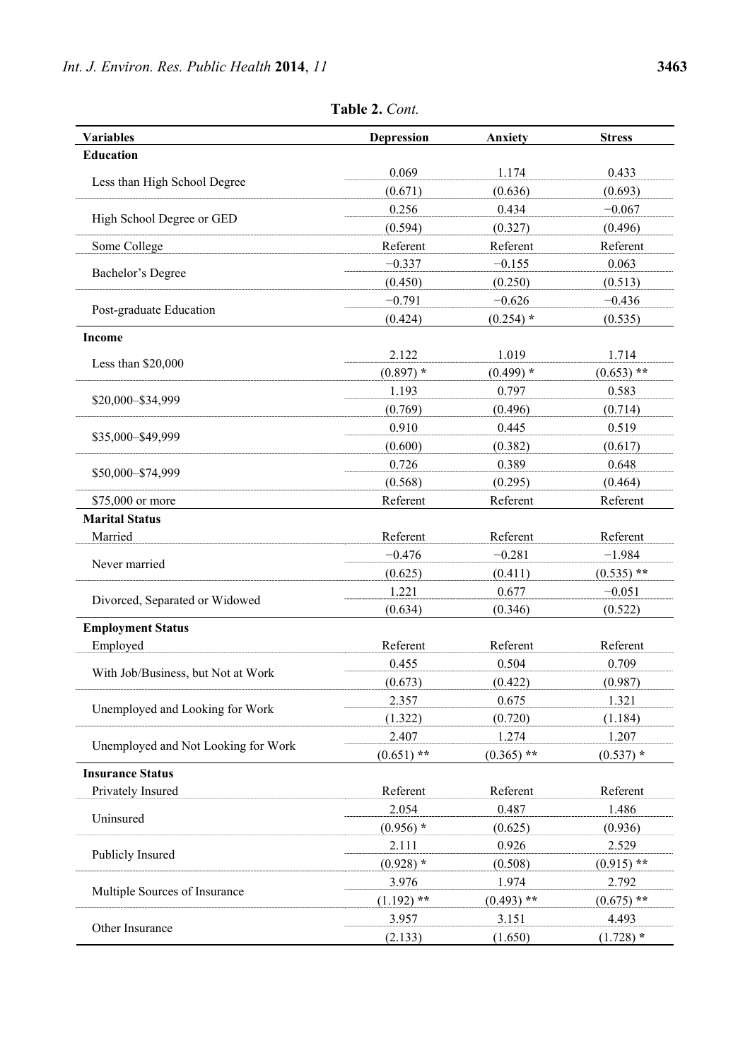**Table 2.** *Cont.*

| Variables | Depression | Anxiety | Stress |
|---|---|---|---|
| **Education** | | | |
| Less than High School Degree | 0.069 | 1.174 | 0.433 |
| | (0.671) | (0.636) | (0.693) |
| High School Degree or GED | 0.256 | 0.434 | −0.067 |
| | (0.594) | (0.327) | (0.496) |
| Some College | Referent | Referent | Referent |
| Bachelor's Degree | −0.337 | −0.155 | 0.063 |
| | (0.450) | (0.250) | (0.513) |
| Post-graduate Education | −0.791 | −0.626 | −0.436 |
| | (0.424) | (0.254) * | (0.535) |
| **Income** | | | |
| Less than $20,000 | 2.122 | 1.019 | 1.714 |
| | (0.897) * | (0.499) * | (0.653) ** |
| $20,000–$34,999 | 1.193 | 0.797 | 0.583 |
| | (0.769) | (0.496) | (0.714) |
| $35,000–$49,999 | 0.910 | 0.445 | 0.519 |
| | (0.600) | (0.382) | (0.617) |
| $50,000–$74,999 | 0.726 | 0.389 | 0.648 |
| | (0.568) | (0.295) | (0.464) |
| $75,000 or more | Referent | Referent | Referent |
| **Marital Status** | | | |
| Married | Referent | Referent | Referent |
| Never married | −0.476 | −0.281 | −1.984 |
| | (0.625) | (0.411) | (0.535) ** |
| Divorced, Separated or Widowed | 1.221 | 0.677 | −0.051 |
| | (0.634) | (0.346) | (0.522) |
| **Employment Status** | | | |
| Employed | Referent | Referent | Referent |
| With Job/Business, but Not at Work | 0.455 | 0.504 | 0.709 |
| | (0.673) | (0.422) | (0.987) |
| Unemployed and Looking for Work | 2.357 | 0.675 | 1.321 |
| | (1.322) | (0.720) | (1.184) |
| Unemployed and Not Looking for Work | 2.407 | 1.274 | 1.207 |
| | (0.651) ** | (0.365) ** | (0.537) * |
| **Insurance Status** | | | |
| Privately Insured | Referent | Referent | Referent |
| Uninsured | 2.054 | 0.487 | 1.486 |
| | (0.956) * | (0.625) | (0.936) |
| Publicly Insured | 2.111 | 0.926 | 2.529 |
| | (0.928) * | (0.508) | (0.915) ** |
| Multiple Sources of Insurance | 3.976 | 1.974 | 2.792 |
| | (1.192) ** | (0.493) ** | (0.675) ** |
| Other Insurance | 3.957 | 3.151 | 4.493 |
| | (2.133) | (1.650) | (1.728) * |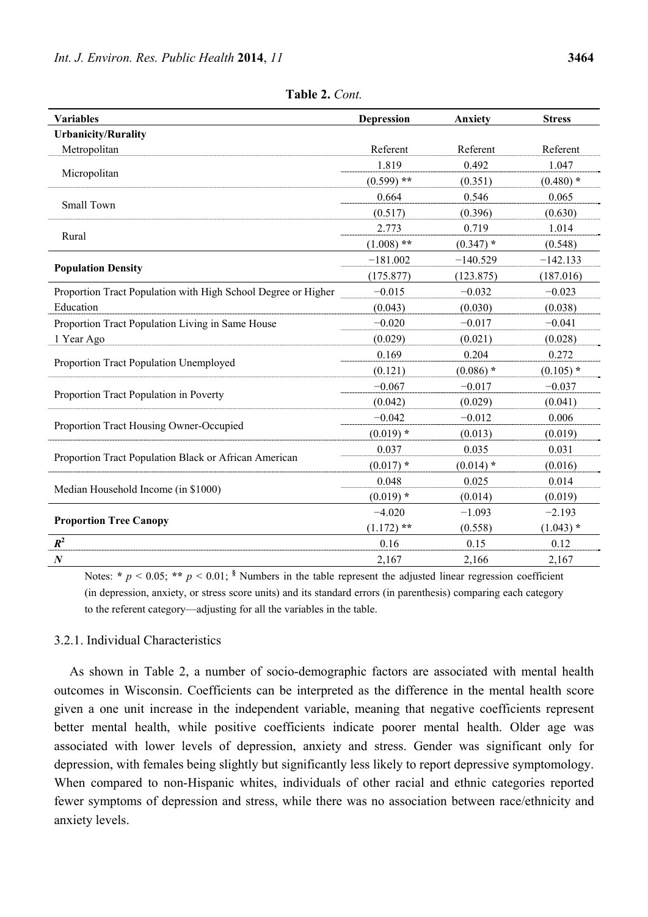**Table 2.** *Cont.*

| Variables | Depression | Anxiety | Stress |
|---|---|---|---|
| **Urbanicity/Rurality** | | | |
| Metropolitan | Referent | Referent | Referent |
| Micropolitan | 1.819 | 0.492 | 1.047 |
| | (0.599) ** | (0.351) | (0.480) * |
| Small Town | 0.664 | 0.546 | 0.065 |
| | (0.517) | (0.396) | (0.630) |
| Rural | 2.773 | 0.719 | 1.014 |
| | (1.008) ** | (0.347) * | (0.548) |
| **Population Density** | −181.002 | −140.529 | −142.133 |
| | (175.877) | (123.875) | (187.016) |
| Proportion Tract Population with High School Degree or Higher Education | −0.015 | −0.032 | −0.023 |
| | (0.043) | (0.030) | (0.038) |
| Proportion Tract Population Living in Same House 1 Year Ago | −0.020 | −0.017 | −0.041 |
| | (0.029) | (0.021) | (0.028) |
| Proportion Tract Population Unemployed | 0.169 | 0.204 | 0.272 |
| | (0.121) | (0.086) * | (0.105) * |
| Proportion Tract Population in Poverty | −0.067 | −0.017 | −0.037 |
| | (0.042) | (0.029) | (0.041) |
| Proportion Tract Housing Owner-Occupied | −0.042 | −0.012 | 0.006 |
| | (0.019) * | (0.013) | (0.019) |
| Proportion Tract Population Black or African American | 0.037 | 0.035 | 0.031 |
| | (0.017) * | (0.014) * | (0.016) |
| Median Household Income (in $1000) | 0.048 | 0.025 | 0.014 |
| | (0.019) * | (0.014) | (0.019) |
| **Proportion Tree Canopy** | −4.020 | −1.093 | −2.193 |
| | (1.172) ** | (0.558) | (1.043) * |
| $R^2$ | 0.16 | 0.15 | 0.12 |
| ***N*** | 2,167 | 2,166 | 2,167 |

Notes: * $p < 0.05$; ** $p < 0.01$; § Numbers in the table represent the adjusted linear regression coefficient (in depression, anxiety, or stress score units) and its standard errors (in parenthesis) comparing each category to the referent category—adjusting for all the variables in the table.

#### 3.2.1. Individual Characteristics

As shown in Table 2, a number of socio-demographic factors are associated with mental health outcomes in Wisconsin. Coefficients can be interpreted as the difference in the mental health score given a one unit increase in the independent variable, meaning that negative coefficients represent better mental health, while positive coefficients indicate poorer mental health. Older age was associated with lower levels of depression, anxiety and stress. Gender was significant only for depression, with females being slightly but significantly less likely to report depressive symptomology. When compared to non-Hispanic whites, individuals of other racial and ethnic categories reported fewer symptoms of depression and stress, while there was no association between race/ethnicity and anxiety levels.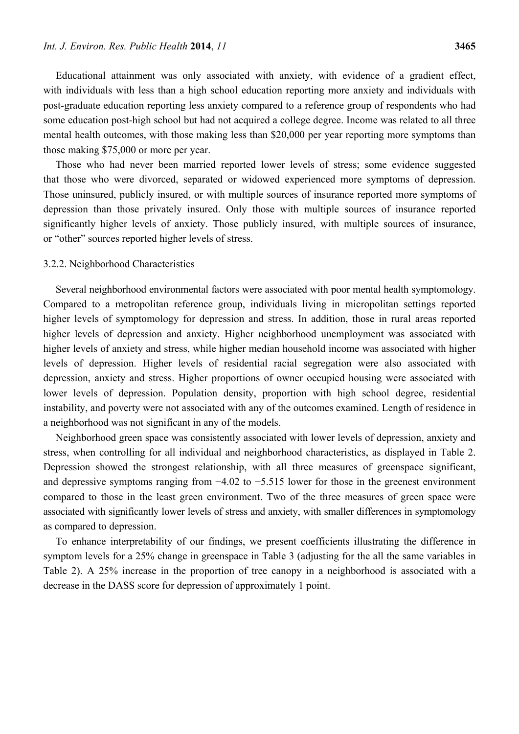Educational attainment was only associated with anxiety, with evidence of a gradient effect, with individuals with less than a high school education reporting more anxiety and individuals with post-graduate education reporting less anxiety compared to a reference group of respondents who had some education post-high school but had not acquired a college degree. Income was related to all three mental health outcomes, with those making less than $20,000 per year reporting more symptoms than those making $75,000 or more per year.

Those who had never been married reported lower levels of stress; some evidence suggested that those who were divorced, separated or widowed experienced more symptoms of depression. Those uninsured, publicly insured, or with multiple sources of insurance reported more symptoms of depression than those privately insured. Only those with multiple sources of insurance reported significantly higher levels of anxiety. Those publicly insured, with multiple sources of insurance, or "other" sources reported higher levels of stress.

### 3.2.2. Neighborhood Characteristics

Several neighborhood environmental factors were associated with poor mental health symptomology. Compared to a metropolitan reference group, individuals living in micropolitan settings reported higher levels of symptomology for depression and stress. In addition, those in rural areas reported higher levels of depression and anxiety. Higher neighborhood unemployment was associated with higher levels of anxiety and stress, while higher median household income was associated with higher levels of depression. Higher levels of residential racial segregation were also associated with depression, anxiety and stress. Higher proportions of owner occupied housing were associated with lower levels of depression. Population density, proportion with high school degree, residential instability, and poverty were not associated with any of the outcomes examined. Length of residence in a neighborhood was not significant in any of the models.

Neighborhood green space was consistently associated with lower levels of depression, anxiety and stress, when controlling for all individual and neighborhood characteristics, as displayed in Table 2. Depression showed the strongest relationship, with all three measures of greenspace significant, and depressive symptoms ranging from −4.02 to −5.515 lower for those in the greenest environment compared to those in the least green environment. Two of the three measures of green space were associated with significantly lower levels of stress and anxiety, with smaller differences in symptomology as compared to depression.

To enhance interpretability of our findings, we present coefficients illustrating the difference in symptom levels for a 25% change in greenspace in Table 3 (adjusting for the all the same variables in Table 2). A 25% increase in the proportion of tree canopy in a neighborhood is associated with a decrease in the DASS score for depression of approximately 1 point.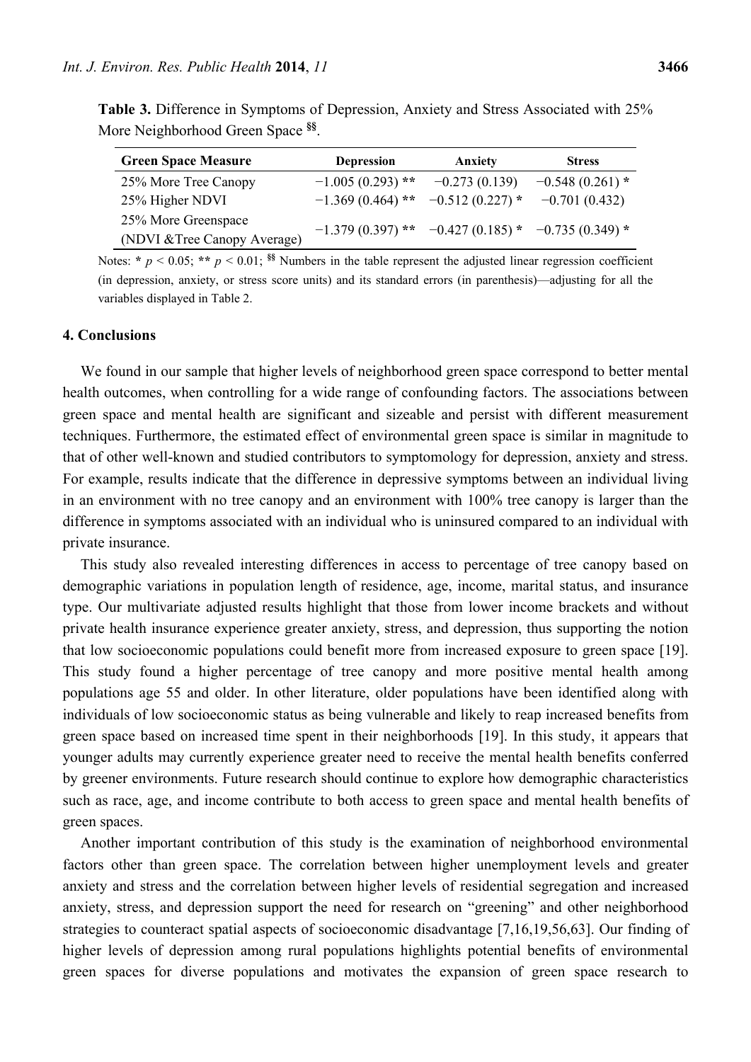**Table 3.** Difference in Symptoms of Depression, Anxiety and Stress Associated with 25% More Neighborhood Green Space [§§].

| Green Space Measure | Depression | Anxiety | Stress |
|---|---|---|---|
| 25% More Tree Canopy | −1.005 (0.293) ** | −0.273 (0.139) | −0.548 (0.261) * |
| 25% Higher NDVI | −1.369 (0.464) ** | −0.512 (0.227) * | −0.701 (0.432) |
| 25% More Greenspace (NDVI &Tree Canopy Average) | −1.379 (0.397) ** | −0.427 (0.185) * | −0.735 (0.349) * |

Notes: * $p < 0.05$; ** $p < 0.01$; [§§] Numbers in the table represent the adjusted linear regression coefficient (in depression, anxiety, or stress score units) and its standard errors (in parenthesis)—adjusting for all the variables displayed in Table 2.

## 4. Conclusions

We found in our sample that higher levels of neighborhood green space correspond to better mental health outcomes, when controlling for a wide range of confounding factors. The associations between green space and mental health are significant and sizeable and persist with different measurement techniques. Furthermore, the estimated effect of environmental green space is similar in magnitude to that of other well-known and studied contributors to symptomology for depression, anxiety and stress. For example, results indicate that the difference in depressive symptoms between an individual living in an environment with no tree canopy and an environment with 100% tree canopy is larger than the difference in symptoms associated with an individual who is uninsured compared to an individual with private insurance.

This study also revealed interesting differences in access to percentage of tree canopy based on demographic variations in population length of residence, age, income, marital status, and insurance type. Our multivariate adjusted results highlight that those from lower income brackets and without private health insurance experience greater anxiety, stress, and depression, thus supporting the notion that low socioeconomic populations could benefit more from increased exposure to green space [19]. This study found a higher percentage of tree canopy and more positive mental health among populations age 55 and older. In other literature, older populations have been identified along with individuals of low socioeconomic status as being vulnerable and likely to reap increased benefits from green space based on increased time spent in their neighborhoods [19]. In this study, it appears that younger adults may currently experience greater need to receive the mental health benefits conferred by greener environments. Future research should continue to explore how demographic characteristics such as race, age, and income contribute to both access to green space and mental health benefits of green spaces.

Another important contribution of this study is the examination of neighborhood environmental factors other than green space. The correlation between higher unemployment levels and greater anxiety and stress and the correlation between higher levels of residential segregation and increased anxiety, stress, and depression support the need for research on "greening" and other neighborhood strategies to counteract spatial aspects of socioeconomic disadvantage [7,16,19,56,63]. Our finding of higher levels of depression among rural populations highlights potential benefits of environmental green spaces for diverse populations and motivates the expansion of green space research to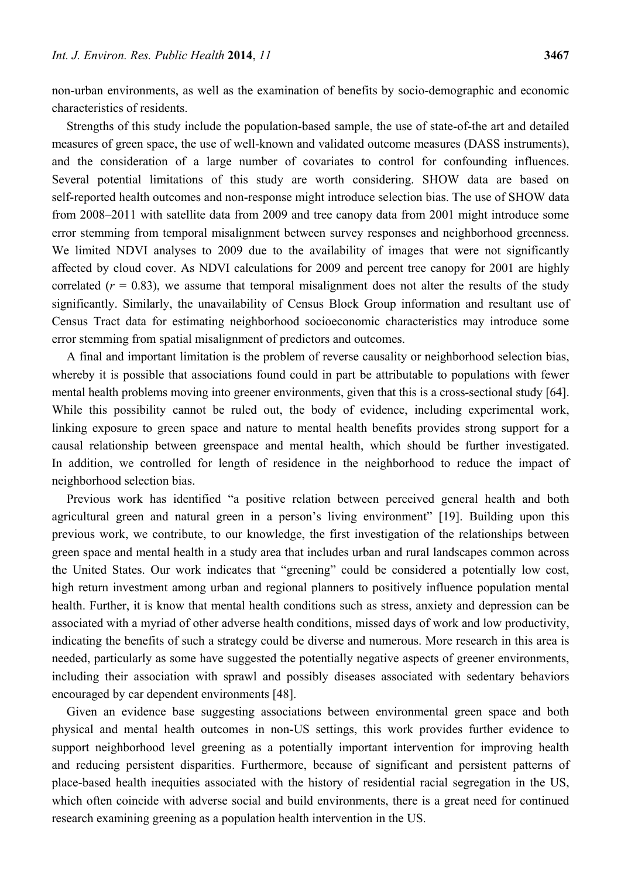non-urban environments, as well as the examination of benefits by socio-demographic and economic characteristics of residents.

Strengths of this study include the population-based sample, the use of state-of-the art and detailed measures of green space, the use of well-known and validated outcome measures (DASS instruments), and the consideration of a large number of covariates to control for confounding influences. Several potential limitations of this study are worth considering. SHOW data are based on self-reported health outcomes and non-response might introduce selection bias. The use of SHOW data from 2008–2011 with satellite data from 2009 and tree canopy data from 2001 might introduce some error stemming from temporal misalignment between survey responses and neighborhood greenness. We limited NDVI analyses to 2009 due to the availability of images that were not significantly affected by cloud cover. As NDVI calculations for 2009 and percent tree canopy for 2001 are highly correlated ($r = 0.83$), we assume that temporal misalignment does not alter the results of the study significantly. Similarly, the unavailability of Census Block Group information and resultant use of Census Tract data for estimating neighborhood socioeconomic characteristics may introduce some error stemming from spatial misalignment of predictors and outcomes.

A final and important limitation is the problem of reverse causality or neighborhood selection bias, whereby it is possible that associations found could in part be attributable to populations with fewer mental health problems moving into greener environments, given that this is a cross-sectional study [64]. While this possibility cannot be ruled out, the body of evidence, including experimental work, linking exposure to green space and nature to mental health benefits provides strong support for a causal relationship between greenspace and mental health, which should be further investigated. In addition, we controlled for length of residence in the neighborhood to reduce the impact of neighborhood selection bias.

Previous work has identified "a positive relation between perceived general health and both agricultural green and natural green in a person's living environment" [19]. Building upon this previous work, we contribute, to our knowledge, the first investigation of the relationships between green space and mental health in a study area that includes urban and rural landscapes common across the United States. Our work indicates that "greening" could be considered a potentially low cost, high return investment among urban and regional planners to positively influence population mental health. Further, it is know that mental health conditions such as stress, anxiety and depression can be associated with a myriad of other adverse health conditions, missed days of work and low productivity, indicating the benefits of such a strategy could be diverse and numerous. More research in this area is needed, particularly as some have suggested the potentially negative aspects of greener environments, including their association with sprawl and possibly diseases associated with sedentary behaviors encouraged by car dependent environments [48].

Given an evidence base suggesting associations between environmental green space and both physical and mental health outcomes in non-US settings, this work provides further evidence to support neighborhood level greening as a potentially important intervention for improving health and reducing persistent disparities. Furthermore, because of significant and persistent patterns of place-based health inequities associated with the history of residential racial segregation in the US, which often coincide with adverse social and build environments, there is a great need for continued research examining greening as a population health intervention in the US.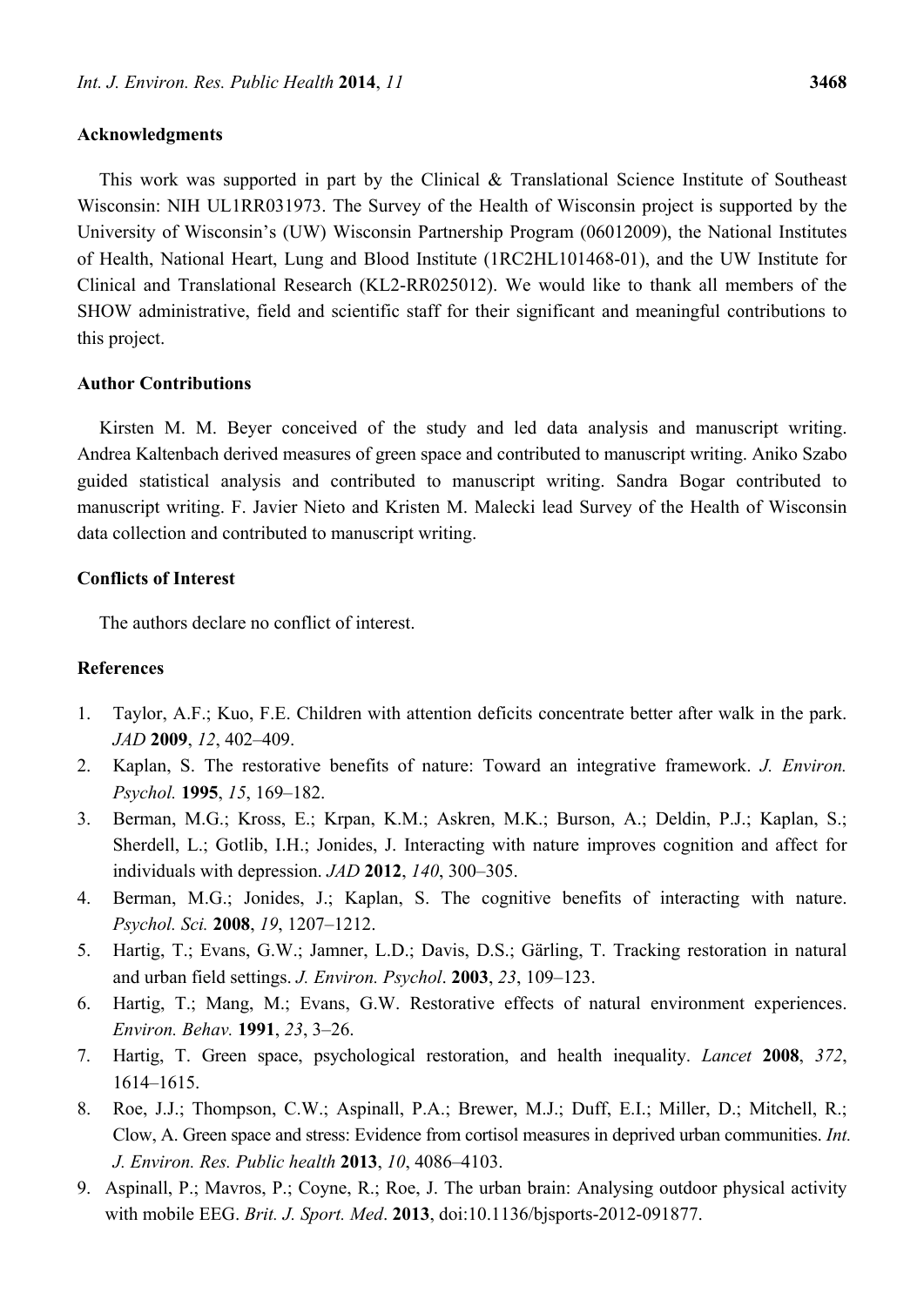## Acknowledgments

This work was supported in part by the Clinical & Translational Science Institute of Southeast Wisconsin: NIH UL1RR031973. The Survey of the Health of Wisconsin project is supported by the University of Wisconsin's (UW) Wisconsin Partnership Program (06012009), the National Institutes of Health, National Heart, Lung and Blood Institute (1RC2HL101468-01), and the UW Institute for Clinical and Translational Research (KL2-RR025012). We would like to thank all members of the SHOW administrative, field and scientific staff for their significant and meaningful contributions to this project.

## Author Contributions

Kirsten M. M. Beyer conceived of the study and led data analysis and manuscript writing. Andrea Kaltenbach derived measures of green space and contributed to manuscript writing. Aniko Szabo guided statistical analysis and contributed to manuscript writing. Sandra Bogar contributed to manuscript writing. F. Javier Nieto and Kristen M. Malecki lead Survey of the Health of Wisconsin data collection and contributed to manuscript writing.

## Conflicts of Interest

The authors declare no conflict of interest.

## References

1. Taylor, A.F.; Kuo, F.E. Children with attention deficits concentrate better after walk in the park. *JAD* **2009**, *12*, 402–409.
2. Kaplan, S. The restorative benefits of nature: Toward an integrative framework. *J. Environ. Psychol.* **1995**, *15*, 169–182.
3. Berman, M.G.; Kross, E.; Krpan, K.M.; Askren, M.K.; Burson, A.; Deldin, P.J.; Kaplan, S.; Sherdell, L.; Gotlib, I.H.; Jonides, J. Interacting with nature improves cognition and affect for individuals with depression. *JAD* **2012**, *140*, 300–305.
4. Berman, M.G.; Jonides, J.; Kaplan, S. The cognitive benefits of interacting with nature. *Psychol. Sci.* **2008**, *19*, 1207–1212.
5. Hartig, T.; Evans, G.W.; Jamner, L.D.; Davis, D.S.; Gärling, T. Tracking restoration in natural and urban field settings. *J. Environ. Psychol*. **2003**, *23*, 109–123.
6. Hartig, T.; Mang, M.; Evans, G.W. Restorative effects of natural environment experiences. *Environ. Behav.* **1991**, *23*, 3–26.
7. Hartig, T. Green space, psychological restoration, and health inequality. *Lancet* **2008**, *372*, 1614–1615.
8. Roe, J.J.; Thompson, C.W.; Aspinall, P.A.; Brewer, M.J.; Duff, E.I.; Miller, D.; Mitchell, R.; Clow, A. Green space and stress: Evidence from cortisol measures in deprived urban communities. *Int. J. Environ. Res. Public health* **2013**, *10*, 4086–4103.
9. Aspinall, P.; Mavros, P.; Coyne, R.; Roe, J. The urban brain: Analysing outdoor physical activity with mobile EEG. *Brit. J. Sport. Med*. **2013**, doi:10.1136/bjsports-2012-091877.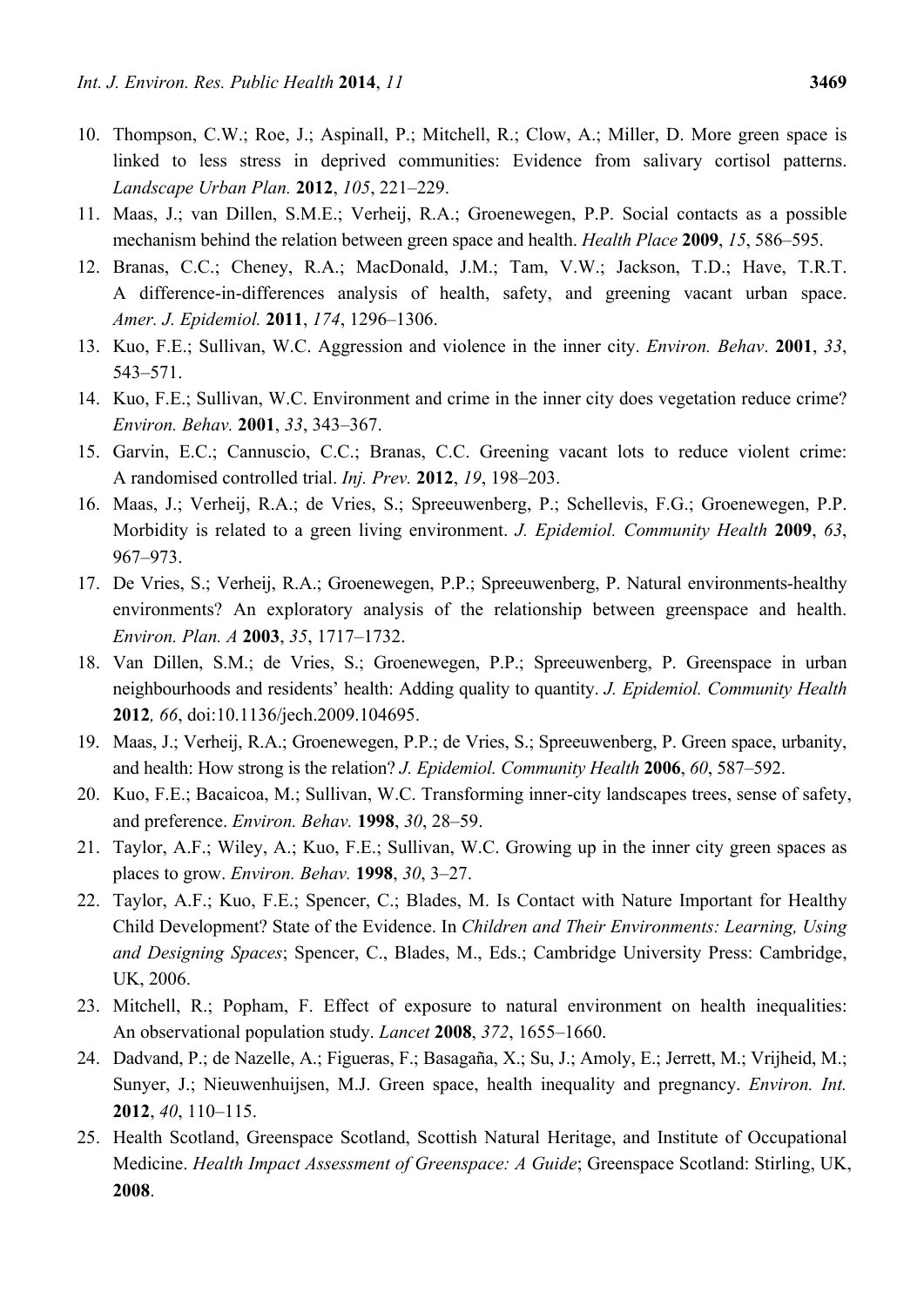10. Thompson, C.W.; Roe, J.; Aspinall, P.; Mitchell, R.; Clow, A.; Miller, D. More green space is linked to less stress in deprived communities: Evidence from salivary cortisol patterns. *Landscape Urban Plan.* **2012**, *105*, 221–229.
11. Maas, J.; van Dillen, S.M.E.; Verheij, R.A.; Groenewegen, P.P. Social contacts as a possible mechanism behind the relation between green space and health. *Health Place* **2009**, *15*, 586–595.
12. Branas, C.C.; Cheney, R.A.; MacDonald, J.M.; Tam, V.W.; Jackson, T.D.; Have, T.R.T. A difference-in-differences analysis of health, safety, and greening vacant urban space. *Amer. J. Epidemiol.* **2011**, *174*, 1296–1306.
13. Kuo, F.E.; Sullivan, W.C. Aggression and violence in the inner city. *Environ. Behav*. **2001**, *33*, 543–571.
14. Kuo, F.E.; Sullivan, W.C. Environment and crime in the inner city does vegetation reduce crime? *Environ. Behav.* **2001**, *33*, 343–367.
15. Garvin, E.C.; Cannuscio, C.C.; Branas, C.C. Greening vacant lots to reduce violent crime: A randomised controlled trial. *Inj. Prev.* **2012**, *19*, 198–203.
16. Maas, J.; Verheij, R.A.; de Vries, S.; Spreeuwenberg, P.; Schellevis, F.G.; Groenewegen, P.P. Morbidity is related to a green living environment. *J. Epidemiol. Community Health* **2009**, *63*, 967–973.
17. De Vries, S.; Verheij, R.A.; Groenewegen, P.P.; Spreeuwenberg, P. Natural environments-healthy environments? An exploratory analysis of the relationship between greenspace and health. *Environ. Plan. A* **2003**, *35*, 1717–1732.
18. Van Dillen, S.M.; de Vries, S.; Groenewegen, P.P.; Spreeuwenberg, P. Greenspace in urban neighbourhoods and residents' health: Adding quality to quantity. *J. Epidemiol. Community Health* **2012***, 66*, doi:10.1136/jech.2009.104695.
19. Maas, J.; Verheij, R.A.; Groenewegen, P.P.; de Vries, S.; Spreeuwenberg, P. Green space, urbanity, and health: How strong is the relation? *J. Epidemiol. Community Health* **2006**, *60*, 587–592.
20. Kuo, F.E.; Bacaicoa, M.; Sullivan, W.C. Transforming inner-city landscapes trees, sense of safety, and preference. *Environ. Behav.* **1998**, *30*, 28–59.
21. Taylor, A.F.; Wiley, A.; Kuo, F.E.; Sullivan, W.C. Growing up in the inner city green spaces as places to grow. *Environ. Behav.* **1998**, *30*, 3–27.
22. Taylor, A.F.; Kuo, F.E.; Spencer, C.; Blades, M. Is Contact with Nature Important for Healthy Child Development? State of the Evidence. In *Children and Their Environments: Learning, Using and Designing Spaces*; Spencer, C., Blades, M., Eds.; Cambridge University Press: Cambridge, UK, 2006.
23. Mitchell, R.; Popham, F. Effect of exposure to natural environment on health inequalities: An observational population study. *Lancet* **2008**, *372*, 1655–1660.
24. Dadvand, P.; de Nazelle, A.; Figueras, F.; Basagaña, X.; Su, J.; Amoly, E.; Jerrett, M.; Vrijheid, M.; Sunyer, J.; Nieuwenhuijsen, M.J. Green space, health inequality and pregnancy. *Environ. Int.* **2012**, *40*, 110–115.
25. Health Scotland, Greenspace Scotland, Scottish Natural Heritage, and Institute of Occupational Medicine. *Health Impact Assessment of Greenspace: A Guide*; Greenspace Scotland: Stirling, UK, **2008**.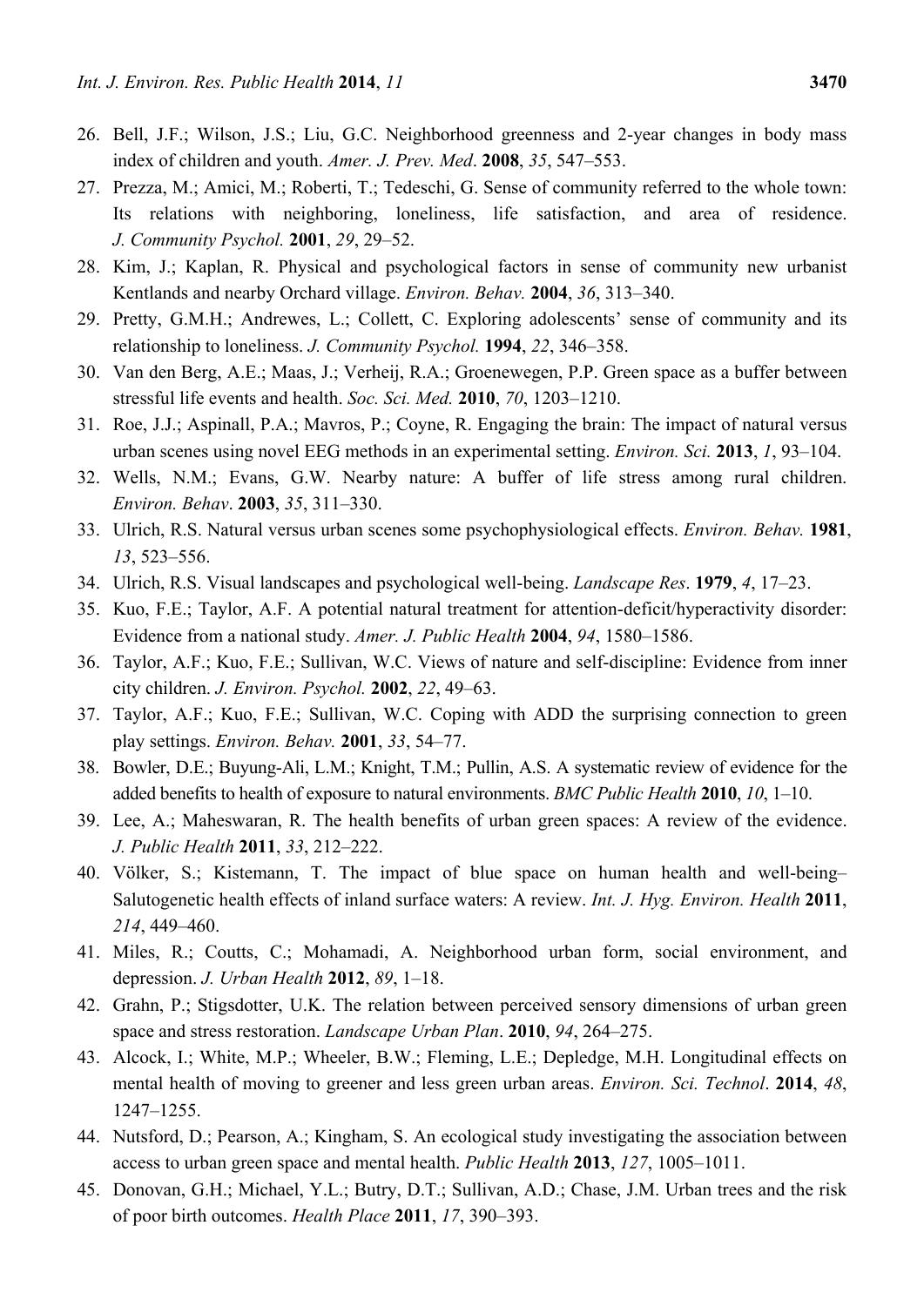26. Bell, J.F.; Wilson, J.S.; Liu, G.C. Neighborhood greenness and 2-year changes in body mass index of children and youth. *Amer. J. Prev. Med*. **2008**, *35*, 547–553.
27. Prezza, M.; Amici, M.; Roberti, T.; Tedeschi, G. Sense of community referred to the whole town: Its relations with neighboring, loneliness, life satisfaction, and area of residence. *J. Community Psychol.* **2001**, *29*, 29–52.
28. Kim, J.; Kaplan, R. Physical and psychological factors in sense of community new urbanist Kentlands and nearby Orchard village. *Environ. Behav.* **2004**, *36*, 313–340.
29. Pretty, G.M.H.; Andrewes, L.; Collett, C. Exploring adolescents' sense of community and its relationship to loneliness. *J. Community Psychol.* **1994**, *22*, 346–358.
30. Van den Berg, A.E.; Maas, J.; Verheij, R.A.; Groenewegen, P.P. Green space as a buffer between stressful life events and health. *Soc. Sci. Med.* **2010**, *70*, 1203–1210.
31. Roe, J.J.; Aspinall, P.A.; Mavros, P.; Coyne, R. Engaging the brain: The impact of natural versus urban scenes using novel EEG methods in an experimental setting. *Environ. Sci.* **2013**, *1*, 93–104.
32. Wells, N.M.; Evans, G.W. Nearby nature: A buffer of life stress among rural children. *Environ. Behav*. **2003**, *35*, 311–330.
33. Ulrich, R.S. Natural versus urban scenes some psychophysiological effects. *Environ. Behav.* **1981**, *13*, 523–556.
34. Ulrich, R.S. Visual landscapes and psychological well-being. *Landscape Res*. **1979**, *4*, 17–23.
35. Kuo, F.E.; Taylor, A.F. A potential natural treatment for attention-deficit/hyperactivity disorder: Evidence from a national study. *Amer. J. Public Health* **2004**, *94*, 1580–1586.
36. Taylor, A.F.; Kuo, F.E.; Sullivan, W.C. Views of nature and self-discipline: Evidence from inner city children. *J. Environ. Psychol.* **2002**, *22*, 49–63.
37. Taylor, A.F.; Kuo, F.E.; Sullivan, W.C. Coping with ADD the surprising connection to green play settings. *Environ. Behav.* **2001**, *33*, 54–77.
38. Bowler, D.E.; Buyung-Ali, L.M.; Knight, T.M.; Pullin, A.S. A systematic review of evidence for the added benefits to health of exposure to natural environments. *BMC Public Health* **2010**, *10*, 1–10.
39. Lee, A.; Maheswaran, R. The health benefits of urban green spaces: A review of the evidence. *J. Public Health* **2011**, *33*, 212–222.
40. Völker, S.; Kistemann, T. The impact of blue space on human health and well-being–Salutogenetic health effects of inland surface waters: A review. *Int. J. Hyg. Environ. Health* **2011**, *214*, 449–460.
41. Miles, R.; Coutts, C.; Mohamadi, A. Neighborhood urban form, social environment, and depression. *J. Urban Health* **2012**, *89*, 1–18.
42. Grahn, P.; Stigsdotter, U.K. The relation between perceived sensory dimensions of urban green space and stress restoration. *Landscape Urban Plan*. **2010**, *94*, 264–275.
43. Alcock, I.; White, M.P.; Wheeler, B.W.; Fleming, L.E.; Depledge, M.H. Longitudinal effects on mental health of moving to greener and less green urban areas. *Environ. Sci. Technol*. **2014**, *48*, 1247–1255.
44. Nutsford, D.; Pearson, A.; Kingham, S. An ecological study investigating the association between access to urban green space and mental health. *Public Health* **2013**, *127*, 1005–1011.
45. Donovan, G.H.; Michael, Y.L.; Butry, D.T.; Sullivan, A.D.; Chase, J.M. Urban trees and the risk of poor birth outcomes. *Health Place* **2011**, *17*, 390–393.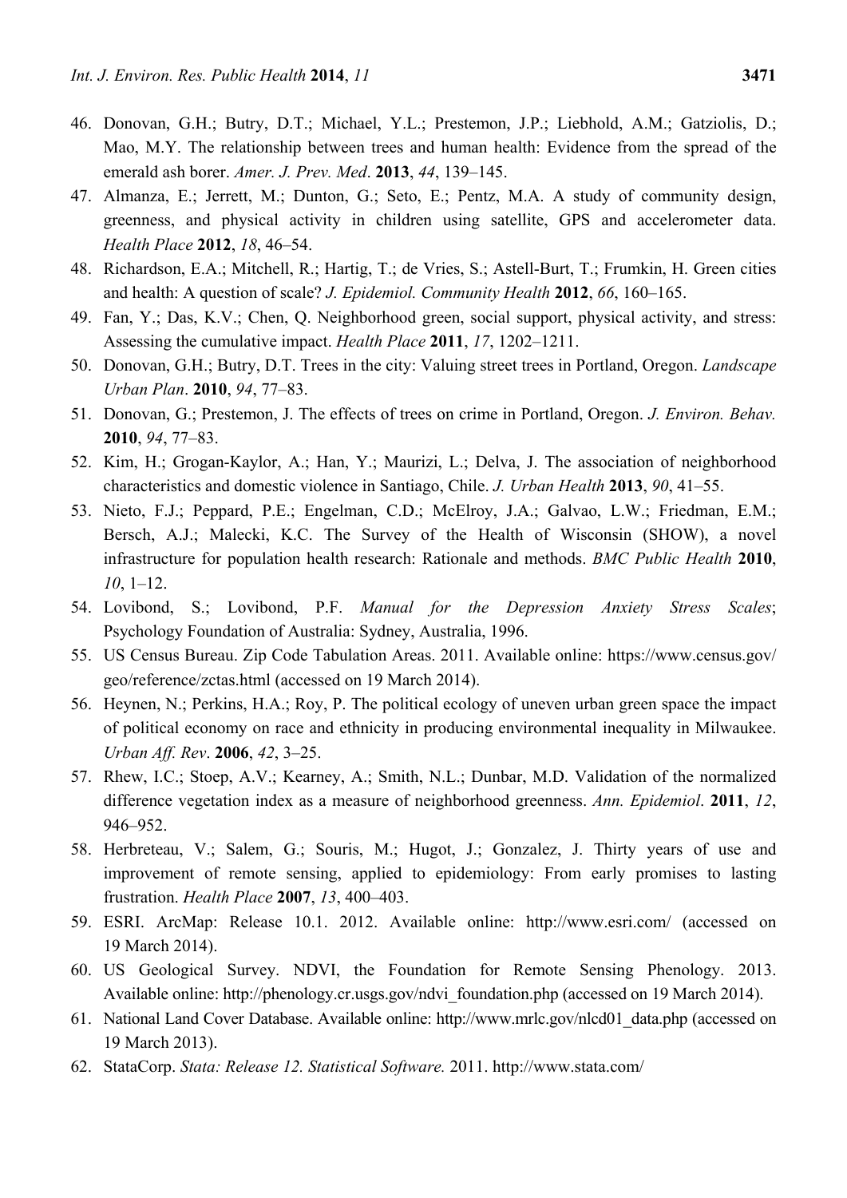46. Donovan, G.H.; Butry, D.T.; Michael, Y.L.; Prestemon, J.P.; Liebhold, A.M.; Gatziolis, D.; Mao, M.Y. The relationship between trees and human health: Evidence from the spread of the emerald ash borer. *Amer. J. Prev. Med*. **2013**, *44*, 139–145.
47. Almanza, E.; Jerrett, M.; Dunton, G.; Seto, E.; Pentz, M.A. A study of community design, greenness, and physical activity in children using satellite, GPS and accelerometer data. *Health Place* **2012**, *18*, 46–54.
48. Richardson, E.A.; Mitchell, R.; Hartig, T.; de Vries, S.; Astell-Burt, T.; Frumkin, H. Green cities and health: A question of scale? *J. Epidemiol. Community Health* **2012**, *66*, 160–165.
49. Fan, Y.; Das, K.V.; Chen, Q. Neighborhood green, social support, physical activity, and stress: Assessing the cumulative impact. *Health Place* **2011**, *17*, 1202–1211.
50. Donovan, G.H.; Butry, D.T. Trees in the city: Valuing street trees in Portland, Oregon. *Landscape Urban Plan*. **2010**, *94*, 77–83.
51. Donovan, G.; Prestemon, J. The effects of trees on crime in Portland, Oregon. *J. Environ. Behav.* **2010**, *94*, 77–83.
52. Kim, H.; Grogan-Kaylor, A.; Han, Y.; Maurizi, L.; Delva, J. The association of neighborhood characteristics and domestic violence in Santiago, Chile. *J. Urban Health* **2013**, *90*, 41–55.
53. Nieto, F.J.; Peppard, P.E.; Engelman, C.D.; McElroy, J.A.; Galvao, L.W.; Friedman, E.M.; Bersch, A.J.; Malecki, K.C. The Survey of the Health of Wisconsin (SHOW), a novel infrastructure for population health research: Rationale and methods. *BMC Public Health* **2010**, *10*, 1–12.
54. Lovibond, S.; Lovibond, P.F. *Manual for the Depression Anxiety Stress Scales*; Psychology Foundation of Australia: Sydney, Australia, 1996.
55. US Census Bureau. Zip Code Tabulation Areas. 2011. Available online: https://www.census.gov/geo/reference/zctas.html (accessed on 19 March 2014).
56. Heynen, N.; Perkins, H.A.; Roy, P. The political ecology of uneven urban green space the impact of political economy on race and ethnicity in producing environmental inequality in Milwaukee. *Urban Aff. Rev*. **2006**, *42*, 3–25.
57. Rhew, I.C.; Stoep, A.V.; Kearney, A.; Smith, N.L.; Dunbar, M.D. Validation of the normalized difference vegetation index as a measure of neighborhood greenness. *Ann. Epidemiol*. **2011**, *12*, 946–952.
58. Herbreteau, V.; Salem, G.; Souris, M.; Hugot, J.; Gonzalez, J. Thirty years of use and improvement of remote sensing, applied to epidemiology: From early promises to lasting frustration. *Health Place* **2007**, *13*, 400–403.
59. ESRI. ArcMap: Release 10.1. 2012. Available online: http://www.esri.com/ (accessed on 19 March 2014).
60. US Geological Survey. NDVI, the Foundation for Remote Sensing Phenology. 2013. Available online: http://phenology.cr.usgs.gov/ndvi_foundation.php (accessed on 19 March 2014).
61. National Land Cover Database. Available online: http://www.mrlc.gov/nlcd01_data.php (accessed on 19 March 2013).
62. StataCorp. *Stata: Release 12. Statistical Software.* 2011. http://www.stata.com/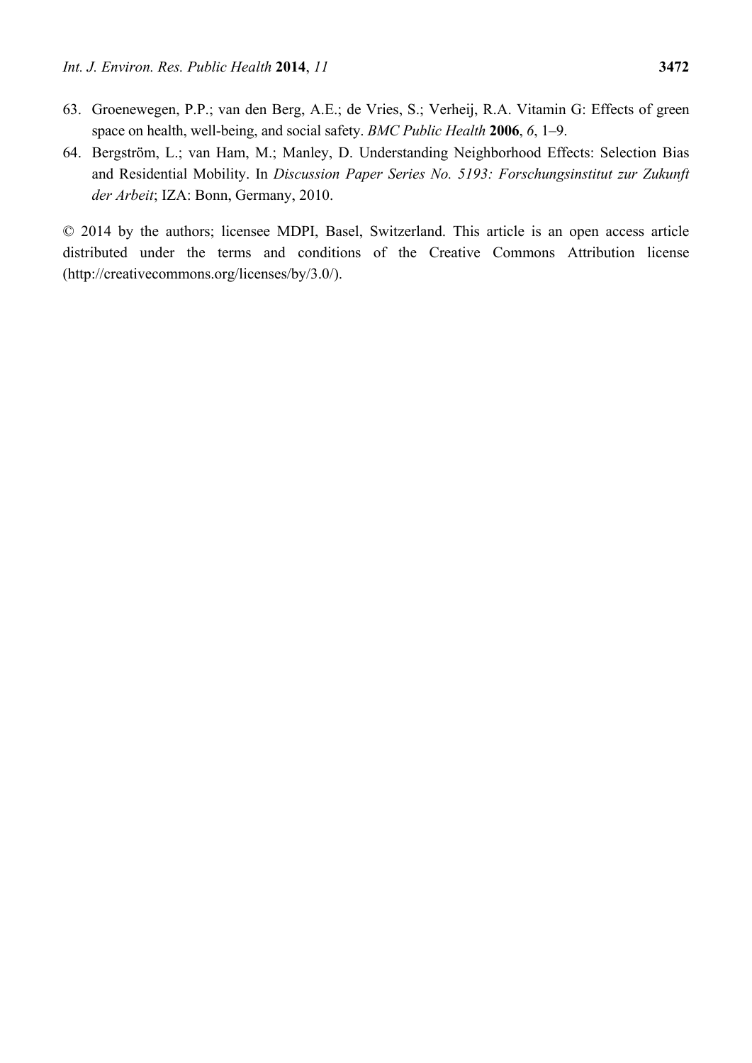63. Groenewegen, P.P.; van den Berg, A.E.; de Vries, S.; Verheij, R.A. Vitamin G: Effects of green space on health, well-being, and social safety. *BMC Public Health* **2006**, *6*, 1–9.
64. Bergström, L.; van Ham, M.; Manley, D. Understanding Neighborhood Effects: Selection Bias and Residential Mobility. In *Discussion Paper Series No. 5193: Forschungsinstitut zur Zukunft der Arbeit*; IZA: Bonn, Germany, 2010.

© 2014 by the authors; licensee MDPI, Basel, Switzerland. This article is an open access article distributed under the terms and conditions of the Creative Commons Attribution license (http://creativecommons.org/licenses/by/3.0/).